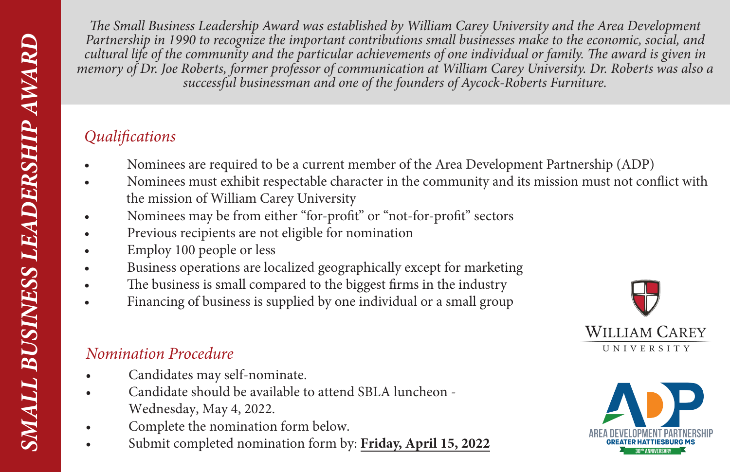# *SMALL BUSINESS LEADERSHIP AWARD*

*The Small Business Leadership Award was established by William Carey University and the Area Development Partnership in 1990 to recognize the important contributions small businesses make to the economic, social, and cultural life of the community and the particular achievements of one individual or family. The award is given in memory of Dr. Joe Roberts, former professor of communication at William Carey University. Dr. Roberts was also a successful businessman and one of the founders of Aycock-Roberts Furniture.*

## *Qualifications*

- Nominees are required to be a current member of the Area Development Partnership (ADP)
- Nominees must exhibit respectable character in the community and its mission must not conflict with the mission of William Carey University
- Nominees may be from either "for-profit" or "not-for-profit" sectors
- Previous recipients are not eligible for nomination
- Employ 100 people or less
- Business operations are localized geographically except for marketing
- The business is small compared to the biggest firms in the industry
- Financing of business is supplied by one individual or a small group

## *Nomination Procedure*

- Candidates may self-nominate.
- Candidate should be available to attend SBLA luncheon - Wednesday, May 4, 2022.
- Complete the nomination form below.
- Submit completed nomination form by: **Friday, April 15, 2022**

WILLIAM CAREY UNIVERSITY

AREA DEVELOPMENT PARTNERSHIP
GREATER HATTIESBURG MS
30th ANNIVERSARY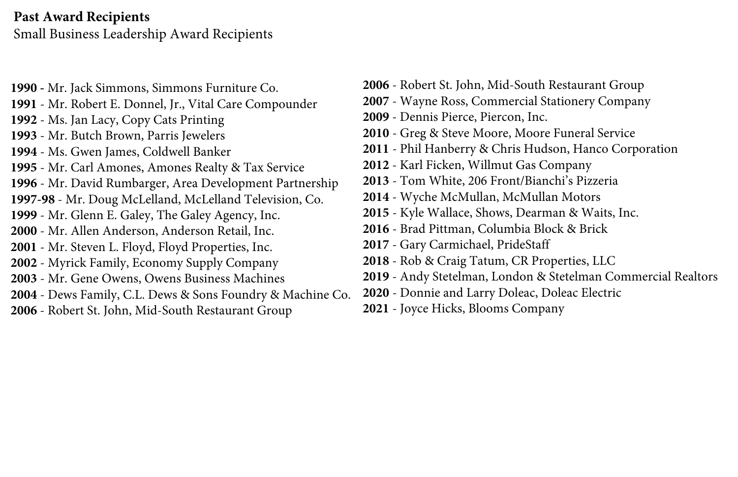**Past Award Recipients**

Small Business Leadership Award Recipients

**1990 -** Mr. Jack Simmons, Simmons Furniture Co.
**1991** - Mr. Robert E. Donnel, Jr., Vital Care Compounder
**1992** - Ms. Jan Lacy, Copy Cats Printing
**1993** - Mr. Butch Brown, Parris Jewelers
**1994** - Ms. Gwen James, Coldwell Banker
**1995** - Mr. Carl Amones, Amones Realty & Tax Service
**1996** - Mr. David Rumbarger, Area Development Partnership
**1997-98** - Mr. Doug McLelland, McLelland Television, Co.
**1999** - Mr. Glenn E. Galey, The Galey Agency, Inc.
**2000** - Mr. Allen Anderson, Anderson Retail, Inc.
**2001** - Mr. Steven L. Floyd, Floyd Properties, Inc.
**2002** - Myrick Family, Economy Supply Company
**2003** - Mr. Gene Owens, Owens Business Machines
**2004** - Dews Family, C.L. Dews & Sons Foundry & Machine Co.
**2006** - Robert St. John, Mid-South Restaurant Group

**2006** - Robert St. John, Mid-South Restaurant Group
**2007** - Wayne Ross, Commercial Stationery Company
**2009** - Dennis Pierce, Piercon, Inc.
**2010** - Greg & Steve Moore, Moore Funeral Service
**2011** - Phil Hanberry & Chris Hudson, Hanco Corporation
**2012** - Karl Ficken, Willmut Gas Company
**2013** - Tom White, 206 Front/Bianchi's Pizzeria
**2014** - Wyche McMullan, McMullan Motors
**2015** - Kyle Wallace, Shows, Dearman & Waits, Inc.
**2016** - Brad Pittman, Columbia Block & Brick
**2017** - Gary Carmichael, PrideStaff
**2018** - Rob & Craig Tatum, CR Properties, LLC
**2019** - Andy Stetelman, London & Stetelman Commercial Realtors
**2020** - Donnie and Larry Doleac, Doleac Electric
**2021** - Joyce Hicks, Blooms Company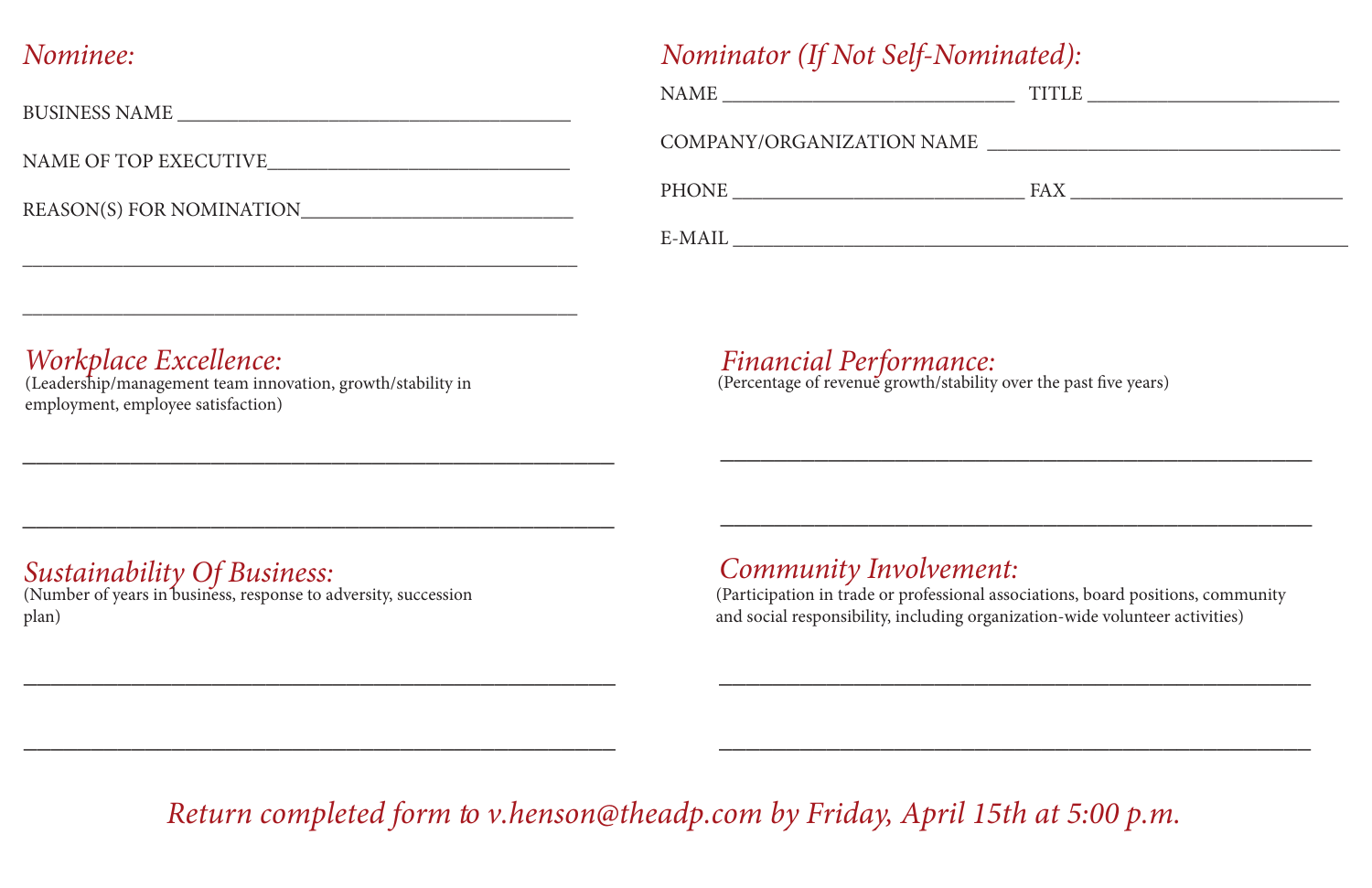## *Nominee:*

BUSINESS NAME ________________________________________

NAME OF TOP EXECUTIVE______________________________

REASON(S) FOR NOMINATION___________________________

________________________________________________________

________________________________________________________

## *Nominator (If Not Self-Nominated):*

NAME _____________________________ TITLE _________________________

COMPANY/ORGANIZATION NAME ___________________________________

PHONE _____________________________ FAX ___________________________

E-MAIL _____________________________________________________________

## *Workplace Excellence:*

(Leadership/management team innovation, growth/stability in employment, employee satisfaction)

____________________________________________________________

____________________________________________________________

## *Financial Performance:*

(Percentage of revenue growth/stability over the past five years)

____________________________________________________________

____________________________________________________________

## *Sustainability Of Business:*

(Number of years in business, response to adversity, succession plan)

____________________________________________________________

____________________________________________________________

## *Community Involvement:*

(Participation in trade or professional associations, board positions, community and social responsibility, including organization-wide volunteer activities)

____________________________________________________________

____________________________________________________________

*Return completed form to v.henson@theadp.com by Friday, April 15th at 5:00 p.m.*